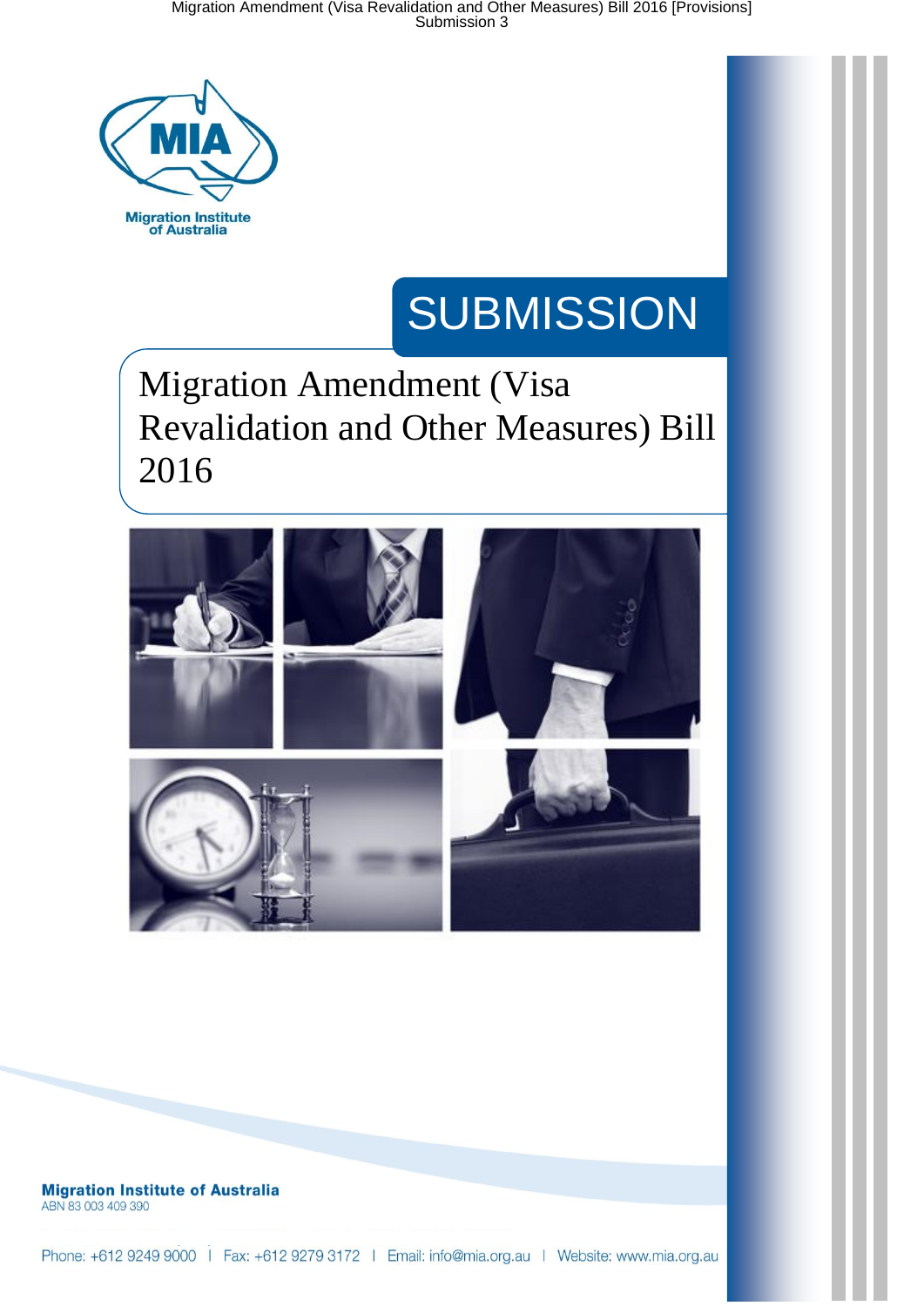Migration Institute of Australia

# SUBMISSION

## Migration Amendment (Visa Revalidation and Other Measures) Bill 2016

**Migration Institute of Australia**
ABN 83 003 409 390

Phone: +612 9249 9000 | Fax: +612 9279 3172 | Email: info@mia.org.au | Website: www.mia.org.au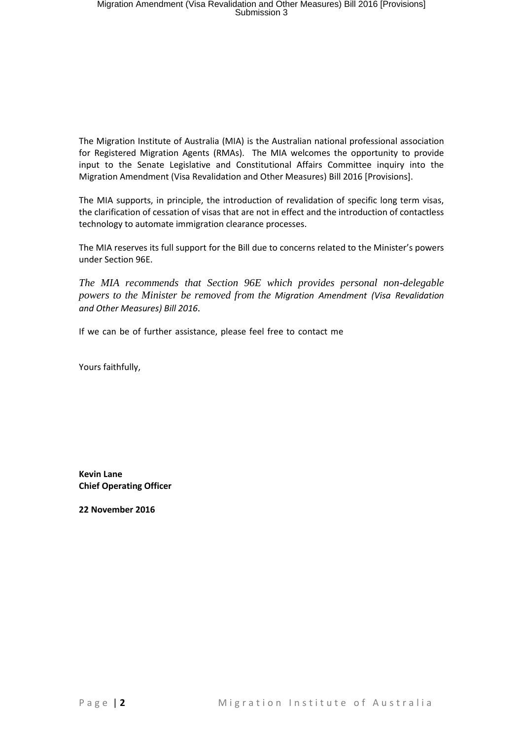The Migration Institute of Australia (MIA) is the Australian national professional association for Registered Migration Agents (RMAs). The MIA welcomes the opportunity to provide input to the Senate Legislative and Constitutional Affairs Committee inquiry into the Migration Amendment (Visa Revalidation and Other Measures) Bill 2016 [Provisions].

The MIA supports, in principle, the introduction of revalidation of specific long term visas, the clarification of cessation of visas that are not in effect and the introduction of contactless technology to automate immigration clearance processes.

The MIA reserves its full support for the Bill due to concerns related to the Minister's powers under Section 96E.

*The MIA recommends that Section 96E which provides personal non-delegable powers to the Minister be removed from the Migration Amendment (Visa Revalidation and Other Measures) Bill 2016.*

If we can be of further assistance, please feel free to contact me

Yours faithfully,

**Kevin Lane**
**Chief Operating Officer**

**22 November 2016**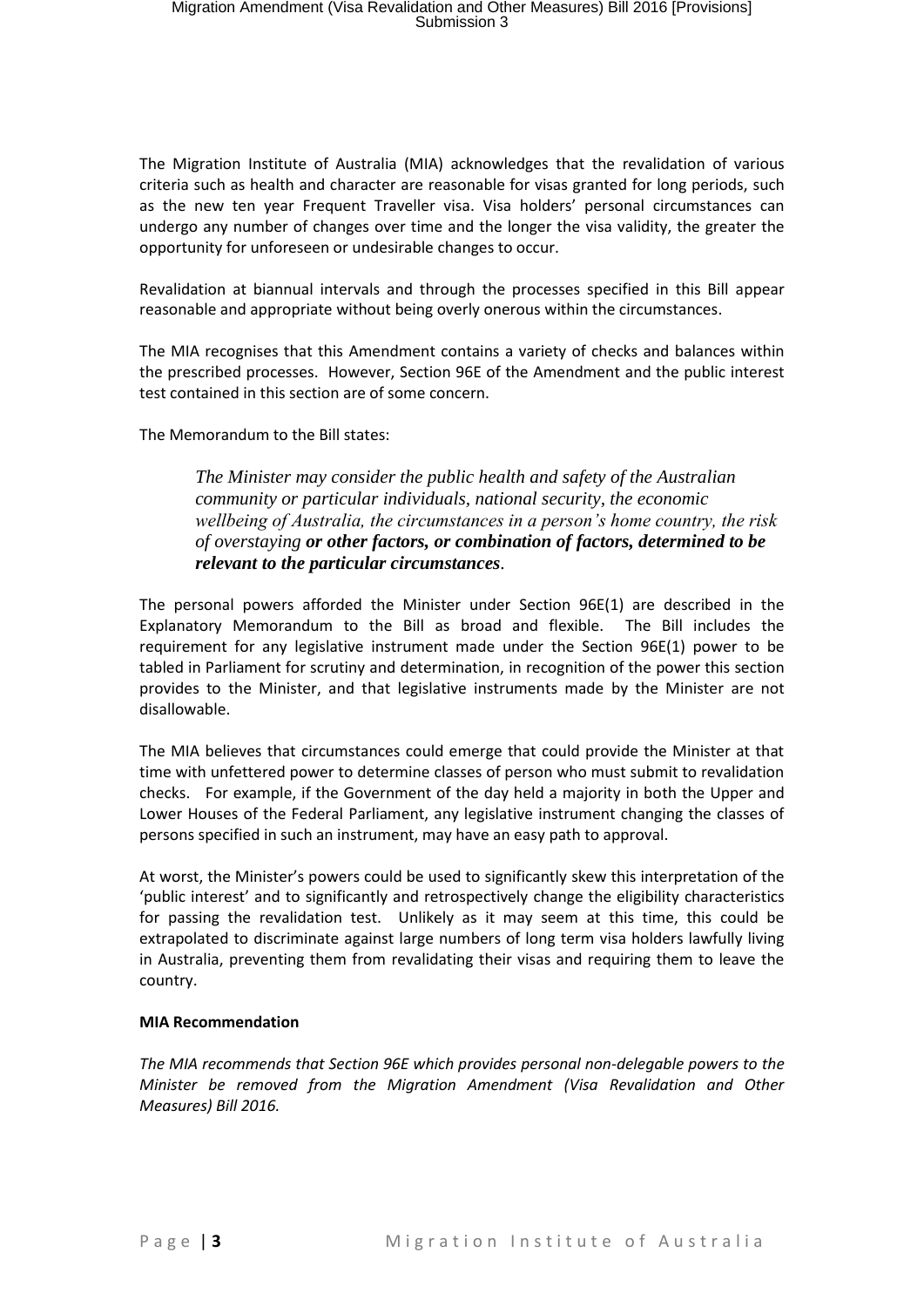The Migration Institute of Australia (MIA) acknowledges that the revalidation of various criteria such as health and character are reasonable for visas granted for long periods, such as the new ten year Frequent Traveller visa. Visa holders' personal circumstances can undergo any number of changes over time and the longer the visa validity, the greater the opportunity for unforeseen or undesirable changes to occur.

Revalidation at biannual intervals and through the processes specified in this Bill appear reasonable and appropriate without being overly onerous within the circumstances.

The MIA recognises that this Amendment contains a variety of checks and balances within the prescribed processes. However, Section 96E of the Amendment and the public interest test contained in this section are of some concern.

The Memorandum to the Bill states:

> *The Minister may consider the public health and safety of the Australian community or particular individuals, national security, the economic wellbeing of Australia, the circumstances in a person's home country, the risk of overstaying* ***or other factors, or combination of factors, determined to be relevant to the particular circumstances****.*

The personal powers afforded the Minister under Section 96E(1) are described in the Explanatory Memorandum to the Bill as broad and flexible. The Bill includes the requirement for any legislative instrument made under the Section 96E(1) power to be tabled in Parliament for scrutiny and determination, in recognition of the power this section provides to the Minister, and that legislative instruments made by the Minister are not disallowable.

The MIA believes that circumstances could emerge that could provide the Minister at that time with unfettered power to determine classes of person who must submit to revalidation checks. For example, if the Government of the day held a majority in both the Upper and Lower Houses of the Federal Parliament, any legislative instrument changing the classes of persons specified in such an instrument, may have an easy path to approval.

At worst, the Minister's powers could be used to significantly skew this interpretation of the 'public interest' and to significantly and retrospectively change the eligibility characteristics for passing the revalidation test. Unlikely as it may seem at this time, this could be extrapolated to discriminate against large numbers of long term visa holders lawfully living in Australia, preventing them from revalidating their visas and requiring them to leave the country.

**MIA Recommendation**

*The MIA recommends that Section 96E which provides personal non-delegable powers to the Minister be removed from the Migration Amendment (Visa Revalidation and Other Measures) Bill 2016.*